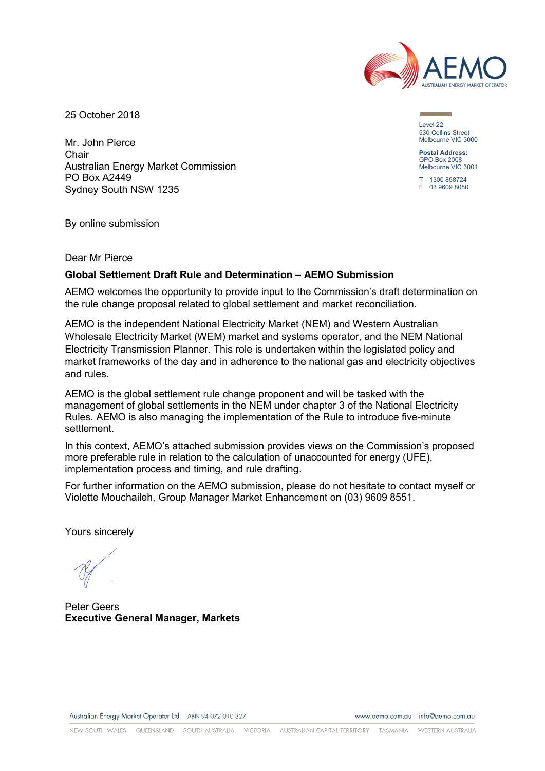25 October 2018

Level 22
530 Collins Street
Melbourne VIC 3000

**Postal Address:**
GPO Box 2008
Melbourne VIC 3001

T 1300 858724
F 03 9609 8080

Mr. John Pierce
Chair
Australian Energy Market Commission
PO Box A2449
Sydney South NSW 1235

By online submission

Dear Mr Pierce

**Global Settlement Draft Rule and Determination – AEMO Submission**

AEMO welcomes the opportunity to provide input to the Commission's draft determination on the rule change proposal related to global settlement and market reconciliation.

AEMO is the independent National Electricity Market (NEM) and Western Australian Wholesale Electricity Market (WEM) market and systems operator, and the NEM National Electricity Transmission Planner. This role is undertaken within the legislated policy and market frameworks of the day and in adherence to the national gas and electricity objectives and rules.

AEMO is the global settlement rule change proponent and will be tasked with the management of global settlements in the NEM under chapter 3 of the National Electricity Rules. AEMO is also managing the implementation of the Rule to introduce five-minute settlement.

In this context, AEMO's attached submission provides views on the Commission's proposed more preferable rule in relation to the calculation of unaccounted for energy (UFE), implementation process and timing, and rule drafting.

For further information on the AEMO submission, please do not hesitate to contact myself or Violette Mouchaileh, Group Manager Market Enhancement on (03) 9609 8551.

Yours sincerely

Peter Geers
**Executive General Manager, Markets**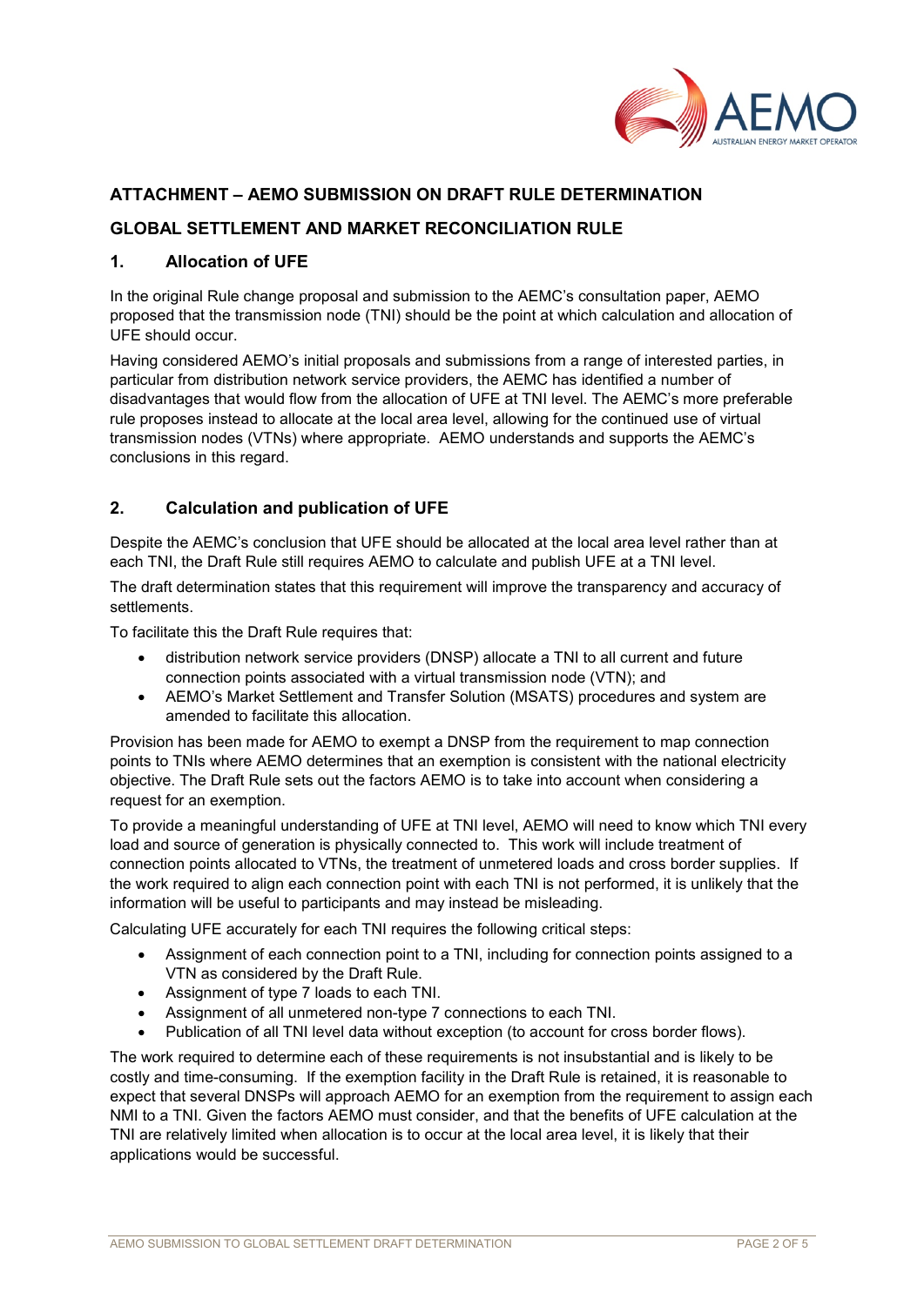## ATTACHMENT – AEMO SUBMISSION ON DRAFT RULE DETERMINATION

## GLOBAL SETTLEMENT AND MARKET RECONCILIATION RULE

### 1. Allocation of UFE

In the original Rule change proposal and submission to the AEMC's consultation paper, AEMO proposed that the transmission node (TNI) should be the point at which calculation and allocation of UFE should occur.

Having considered AEMO's initial proposals and submissions from a range of interested parties, in particular from distribution network service providers, the AEMC has identified a number of disadvantages that would flow from the allocation of UFE at TNI level. The AEMC's more preferable rule proposes instead to allocate at the local area level, allowing for the continued use of virtual transmission nodes (VTNs) where appropriate. AEMO understands and supports the AEMC's conclusions in this regard.

### 2. Calculation and publication of UFE

Despite the AEMC's conclusion that UFE should be allocated at the local area level rather than at each TNI, the Draft Rule still requires AEMO to calculate and publish UFE at a TNI level.

The draft determination states that this requirement will improve the transparency and accuracy of settlements.

To facilitate this the Draft Rule requires that:

- distribution network service providers (DNSP) allocate a TNI to all current and future connection points associated with a virtual transmission node (VTN); and
- AEMO's Market Settlement and Transfer Solution (MSATS) procedures and system are amended to facilitate this allocation.

Provision has been made for AEMO to exempt a DNSP from the requirement to map connection points to TNIs where AEMO determines that an exemption is consistent with the national electricity objective. The Draft Rule sets out the factors AEMO is to take into account when considering a request for an exemption.

To provide a meaningful understanding of UFE at TNI level, AEMO will need to know which TNI every load and source of generation is physically connected to. This work will include treatment of connection points allocated to VTNs, the treatment of unmetered loads and cross border supplies. If the work required to align each connection point with each TNI is not performed, it is unlikely that the information will be useful to participants and may instead be misleading.

Calculating UFE accurately for each TNI requires the following critical steps:

- Assignment of each connection point to a TNI, including for connection points assigned to a VTN as considered by the Draft Rule.
- Assignment of type 7 loads to each TNI.
- Assignment of all unmetered non-type 7 connections to each TNI.
- Publication of all TNI level data without exception (to account for cross border flows).

The work required to determine each of these requirements is not insubstantial and is likely to be costly and time-consuming. If the exemption facility in the Draft Rule is retained, it is reasonable to expect that several DNSPs will approach AEMO for an exemption from the requirement to assign each NMI to a TNI. Given the factors AEMO must consider, and that the benefits of UFE calculation at the TNI are relatively limited when allocation is to occur at the local area level, it is likely that their applications would be successful.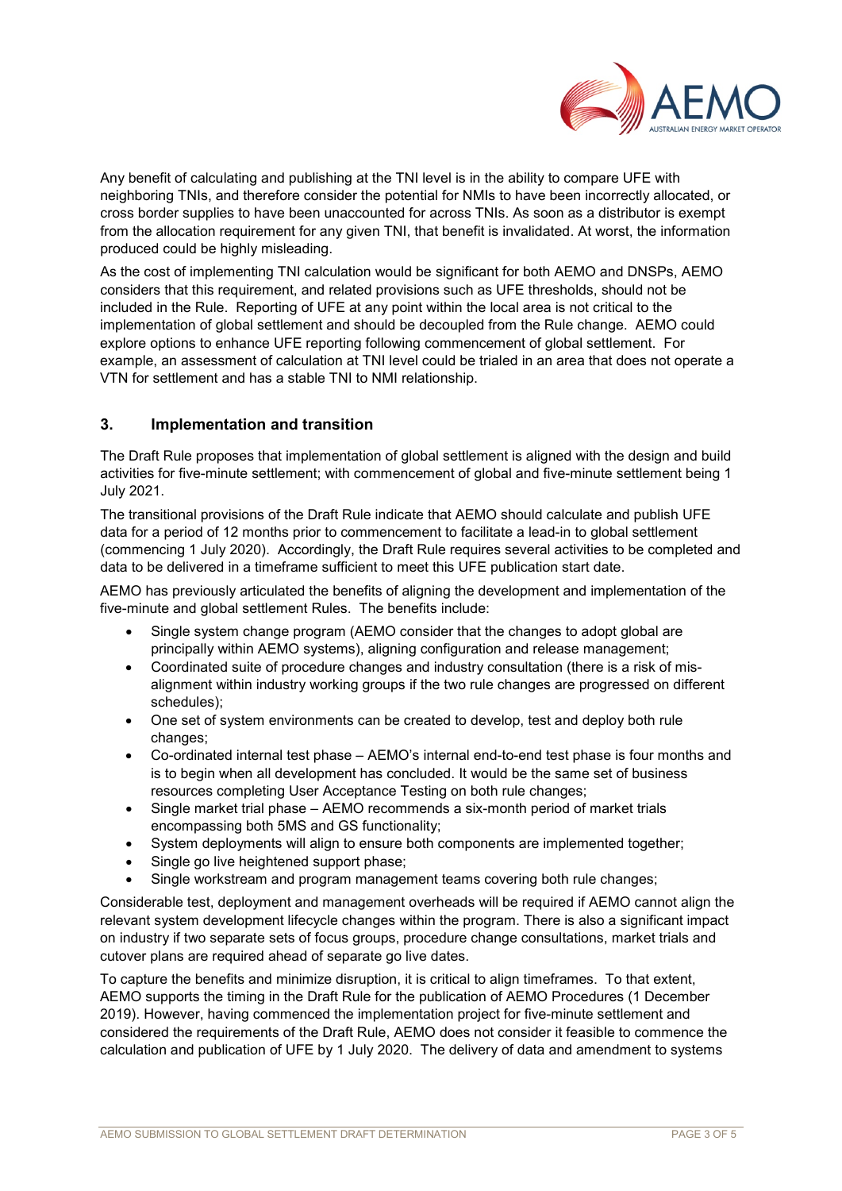Any benefit of calculating and publishing at the TNI level is in the ability to compare UFE with neighboring TNIs, and therefore consider the potential for NMIs to have been incorrectly allocated, or cross border supplies to have been unaccounted for across TNIs. As soon as a distributor is exempt from the allocation requirement for any given TNI, that benefit is invalidated. At worst, the information produced could be highly misleading.

As the cost of implementing TNI calculation would be significant for both AEMO and DNSPs, AEMO considers that this requirement, and related provisions such as UFE thresholds, should not be included in the Rule. Reporting of UFE at any point within the local area is not critical to the implementation of global settlement and should be decoupled from the Rule change. AEMO could explore options to enhance UFE reporting following commencement of global settlement. For example, an assessment of calculation at TNI level could be trialed in an area that does not operate a VTN for settlement and has a stable TNI to NMI relationship.

## 3. Implementation and transition

The Draft Rule proposes that implementation of global settlement is aligned with the design and build activities for five-minute settlement; with commencement of global and five-minute settlement being 1 July 2021.

The transitional provisions of the Draft Rule indicate that AEMO should calculate and publish UFE data for a period of 12 months prior to commencement to facilitate a lead-in to global settlement (commencing 1 July 2020). Accordingly, the Draft Rule requires several activities to be completed and data to be delivered in a timeframe sufficient to meet this UFE publication start date.

AEMO has previously articulated the benefits of aligning the development and implementation of the five-minute and global settlement Rules. The benefits include:

- Single system change program (AEMO consider that the changes to adopt global are principally within AEMO systems), aligning configuration and release management;
- Coordinated suite of procedure changes and industry consultation (there is a risk of mis-alignment within industry working groups if the two rule changes are progressed on different schedules);
- One set of system environments can be created to develop, test and deploy both rule changes;
- Co-ordinated internal test phase – AEMO's internal end-to-end test phase is four months and is to begin when all development has concluded. It would be the same set of business resources completing User Acceptance Testing on both rule changes;
- Single market trial phase – AEMO recommends a six-month period of market trials encompassing both 5MS and GS functionality;
- System deployments will align to ensure both components are implemented together;
- Single go live heightened support phase;
- Single workstream and program management teams covering both rule changes;

Considerable test, deployment and management overheads will be required if AEMO cannot align the relevant system development lifecycle changes within the program. There is also a significant impact on industry if two separate sets of focus groups, procedure change consultations, market trials and cutover plans are required ahead of separate go live dates.

To capture the benefits and minimize disruption, it is critical to align timeframes. To that extent, AEMO supports the timing in the Draft Rule for the publication of AEMO Procedures (1 December 2019). However, having commenced the implementation project for five-minute settlement and considered the requirements of the Draft Rule, AEMO does not consider it feasible to commence the calculation and publication of UFE by 1 July 2020. The delivery of data and amendment to systems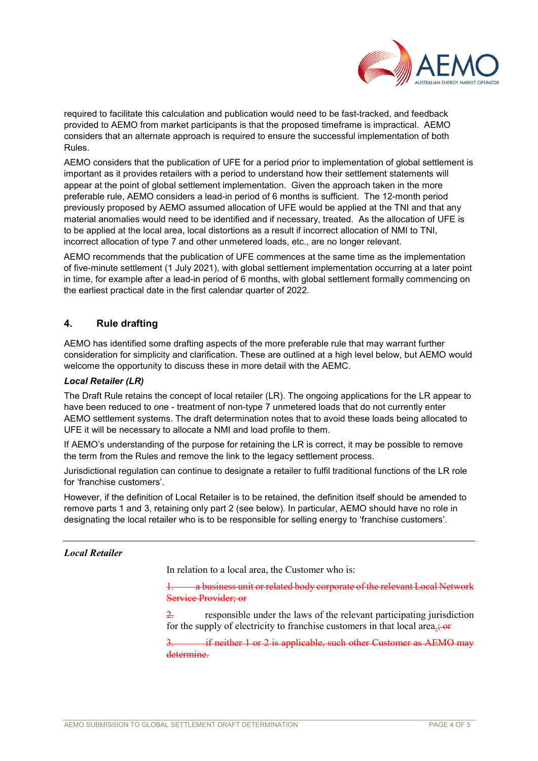required to facilitate this calculation and publication would need to be fast-tracked, and feedback provided to AEMO from market participants is that the proposed timeframe is impractical. AEMO considers that an alternate approach is required to ensure the successful implementation of both Rules.

AEMO considers that the publication of UFE for a period prior to implementation of global settlement is important as it provides retailers with a period to understand how their settlement statements will appear at the point of global settlement implementation. Given the approach taken in the more preferable rule, AEMO considers a lead-in period of 6 months is sufficient. The 12-month period previously proposed by AEMO assumed allocation of UFE would be applied at the TNI and that any material anomalies would need to be identified and if necessary, treated. As the allocation of UFE is to be applied at the local area, local distortions as a result if incorrect allocation of NMI to TNI, incorrect allocation of type 7 and other unmetered loads, etc., are no longer relevant.

AEMO recommends that the publication of UFE commences at the same time as the implementation of five-minute settlement (1 July 2021), with global settlement implementation occurring at a later point in time, for example after a lead-in period of 6 months, with global settlement formally commencing on the earliest practical date in the first calendar quarter of 2022.

## 4. Rule drafting

AEMO has identified some drafting aspects of the more preferable rule that may warrant further consideration for simplicity and clarification. These are outlined at a high level below, but AEMO would welcome the opportunity to discuss these in more detail with the AEMC.

***Local Retailer (LR)***

The Draft Rule retains the concept of local retailer (LR). The ongoing applications for the LR appear to have been reduced to one - treatment of non-type 7 unmetered loads that do not currently enter AEMO settlement systems. The draft determination notes that to avoid these loads being allocated to UFE it will be necessary to allocate a NMI and load profile to them.

If AEMO's understanding of the purpose for retaining the LR is correct, it may be possible to remove the term from the Rules and remove the link to the legacy settlement process.

Jurisdictional regulation can continue to designate a retailer to fulfil traditional functions of the LR role for 'franchise customers'.

However, if the definition of Local Retailer is to be retained, the definition itself should be amended to remove parts 1 and 3, retaining only part 2 (see below). In particular, AEMO should have no role in designating the local retailer who is to be responsible for selling energy to 'franchise customers'.

---

***Local Retailer***

In relation to a local area, the Customer who is:

~~1. a business unit or related body corporate of the relevant Local Network Service Provider; or~~

~~2.~~ responsible under the laws of the relevant participating jurisdiction for the supply of electricity to franchise customers in that local area.~~; or~~

~~3. if neither 1 or 2 is applicable, such other Customer as AEMO may determine.~~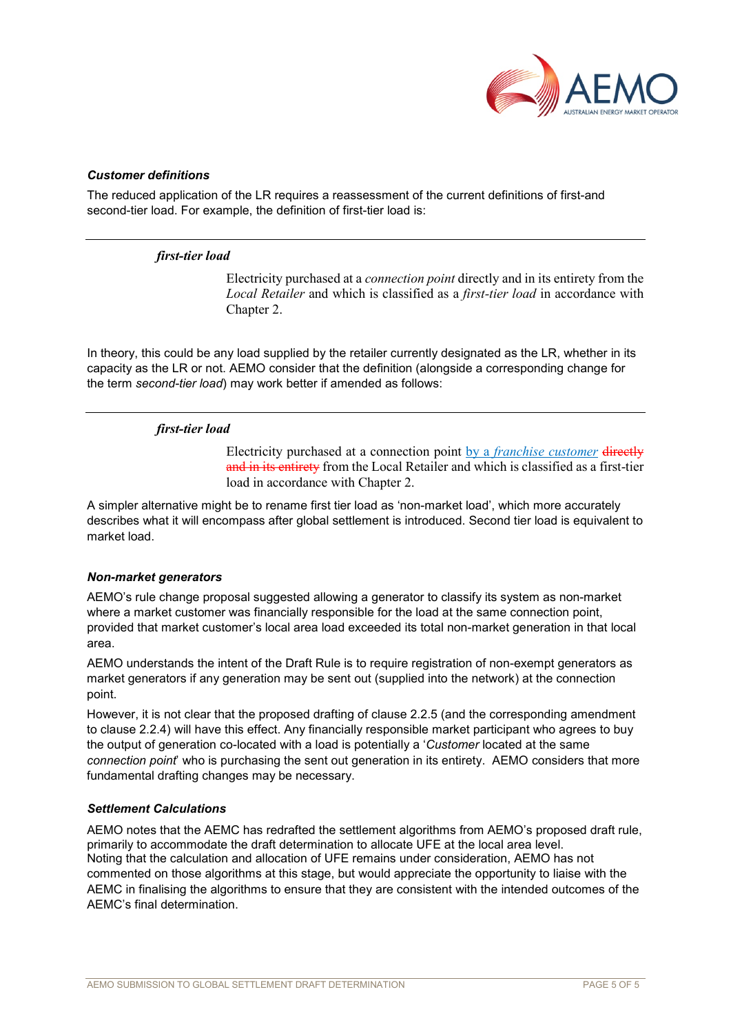***Customer definitions***

The reduced application of the LR requires a reassessment of the current definitions of first-and second-tier load. For example, the definition of first-tier load is:

---

***first-tier load***

> Electricity purchased at a *connection point* directly and in its entirety from the *Local Retailer* and which is classified as a *first-tier load* in accordance with Chapter 2.

In theory, this could be any load supplied by the retailer currently designated as the LR, whether in its capacity as the LR or not. AEMO consider that the definition (alongside a corresponding change for the term *second-tier load*) may work better if amended as follows:

---

***first-tier load***

> Electricity purchased at a connection point by a *franchise customer* ~~directly and in its entirety~~ from the Local Retailer and which is classified as a first-tier load in accordance with Chapter 2.

A simpler alternative might be to rename first tier load as 'non-market load', which more accurately describes what it will encompass after global settlement is introduced. Second tier load is equivalent to market load.

***Non-market generators***

AEMO's rule change proposal suggested allowing a generator to classify its system as non-market where a market customer was financially responsible for the load at the same connection point, provided that market customer's local area load exceeded its total non-market generation in that local area.

AEMO understands the intent of the Draft Rule is to require registration of non-exempt generators as market generators if any generation may be sent out (supplied into the network) at the connection point.

However, it is not clear that the proposed drafting of clause 2.2.5 (and the corresponding amendment to clause 2.2.4) will have this effect. Any financially responsible market participant who agrees to buy the output of generation co-located with a load is potentially a '*Customer* located at the same *connection point*' who is purchasing the sent out generation in its entirety. AEMO considers that more fundamental drafting changes may be necessary.

***Settlement Calculations***

AEMO notes that the AEMC has redrafted the settlement algorithms from AEMO's proposed draft rule, primarily to accommodate the draft determination to allocate UFE at the local area level.
Noting that the calculation and allocation of UFE remains under consideration, AEMO has not commented on those algorithms at this stage, but would appreciate the opportunity to liaise with the AEMC in finalising the algorithms to ensure that they are consistent with the intended outcomes of the AEMC's final determination.